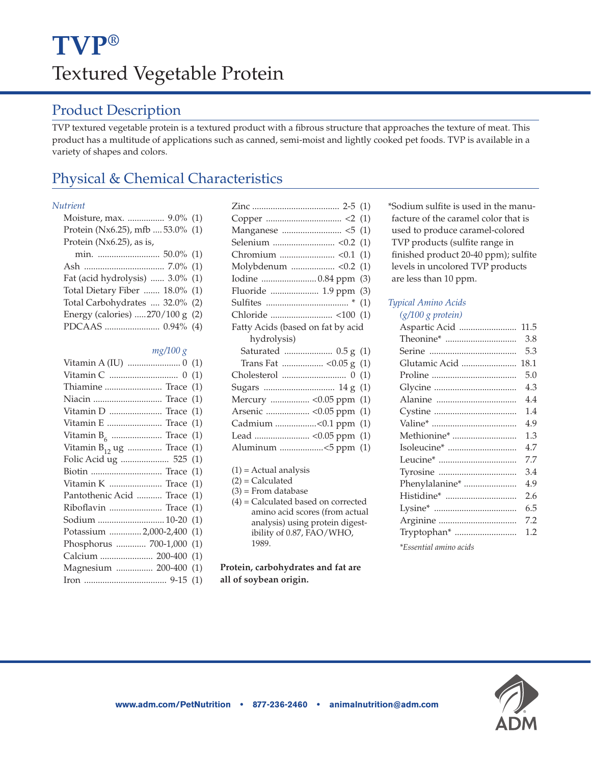// TVP[®] — Textured Vegetable Protein

# TVP®

# Textured Vegetable Protein

## Product Description

TVP textured vegetable protein is a textured product with a fibrous structure that approaches the texture of meat. This product has a multitude of applications such as canned, semi-moist and lightly cooked pet foods. TVP is available in a variety of shapes and colors.

## Physical & Chemical Characteristics

| *Nutrient* | | |
|---|---|---|
| Moisture, max. | 9.0% | (1) |
| Protein (Nx6.25), mfb | 53.0% | (1) |
| Protein (Nx6.25), as is, min. | 50.0% | (1) |
| Ash | 7.0% | (1) |
| Fat (acid hydrolysis) | 3.0% | (1) |
| Total Dietary Fiber | 18.0% | (1) |
| Total Carbohydrates | 32.0% | (2) |
| Energy (calories) | 270/100 g | (2) |
| PDCAAS | 0.94% | (4) |

| | *mg/100 g* | |
|---|---|---|
| Vitamin A (IU) | 0 | (1) |
| Vitamin C | 0 | (1) |
| Thiamine | Trace | (1) |
| Niacin | Trace | (1) |
| Vitamin D | Trace | (1) |
| Vitamin E | Trace | (1) |
| Vitamin $B_6$ | Trace | (1) |
| Vitamin $B_{12}$ ug | Trace | (1) |
| Folic Acid ug | 525 | (1) |
| Biotin | Trace | (1) |
| Vitamin K | Trace | (1) |
| Pantothenic Acid | Trace | (1) |
| Riboflavin | Trace | (1) |
| Sodium | 10-20 | (1) |
| Potassium | 2,000-2,400 | (1) |
| Phosphorus | 700-1,000 | (1) |
| Calcium | 200-400 | (1) |
| Magnesium | 200-400 | (1) |
| Iron | 9-15 | (1) |
| Zinc | 2-5 | (1) |
| Copper | <2 | (1) |
| Manganese | <5 | (1) |
| Selenium | <0.2 | (1) |
| Chromium | <0.1 | (1) |
| Molybdenum | <0.2 | (1) |
| Iodine | 0.84 ppm | (3) |
| Fluoride | 1.9 ppm | (3) |
| Sulfites | * | (1) |
| Chloride | <100 | (1) |
| Fatty Acids (based on fat by acid hydrolysis) | | |
| Saturated | 0.5 g | (1) |
| Trans Fat | <0.05 g | (1) |
| Cholesterol | 0 | (1) |
| Sugars | 14 g | (1) |
| Mercury | <0.05 ppm | (1) |
| Arsenic | <0.05 ppm | (1) |
| Cadmium | <0.1 ppm | (1) |
| Lead | <0.05 ppm | (1) |
| Aluminum | <5 ppm | (1) |

(1) = Actual analysis
(2) = Calculated
(3) = From database
(4) = Calculated based on corrected amino acid scores (from actual analysis) using protein digestibility of 0.87, FAO/WHO, 1989.

**Protein, carbohydrates and fat are all of soybean origin.**

*Sodium sulfite is used in the manufacture of the caramel color that is used to produce caramel-colored TVP products (sulfite range in finished product 20-40 ppm); sulfite levels in uncolored TVP products are less than 10 ppm.

| *Typical Amino Acids (g/100 g protein)* | |
|---|---|
| Aspartic Acid | 11.5 |
| Theonine* | 3.8 |
| Serine | 5.3 |
| Glutamic Acid | 18.1 |
| Proline | 5.0 |
| Glycine | 4.3 |
| Alanine | 4.4 |
| Cystine | 1.4 |
| Valine* | 4.9 |
| Methionine* | 1.3 |
| Isoleucine* | 4.7 |
| Leucine* | 7.7 |
| Tyrosine | 3.4 |
| Phenylalanine* | 4.9 |
| Histidine* | 2.6 |
| Lysine* | 6.5 |
| Arginine | 7.2 |
| Tryptophan* | 1.2 |

*\*Essential amino acids*

www.adm.com/PetNutrition • 877-236-2460 • animalnutrition@adm.com

ADM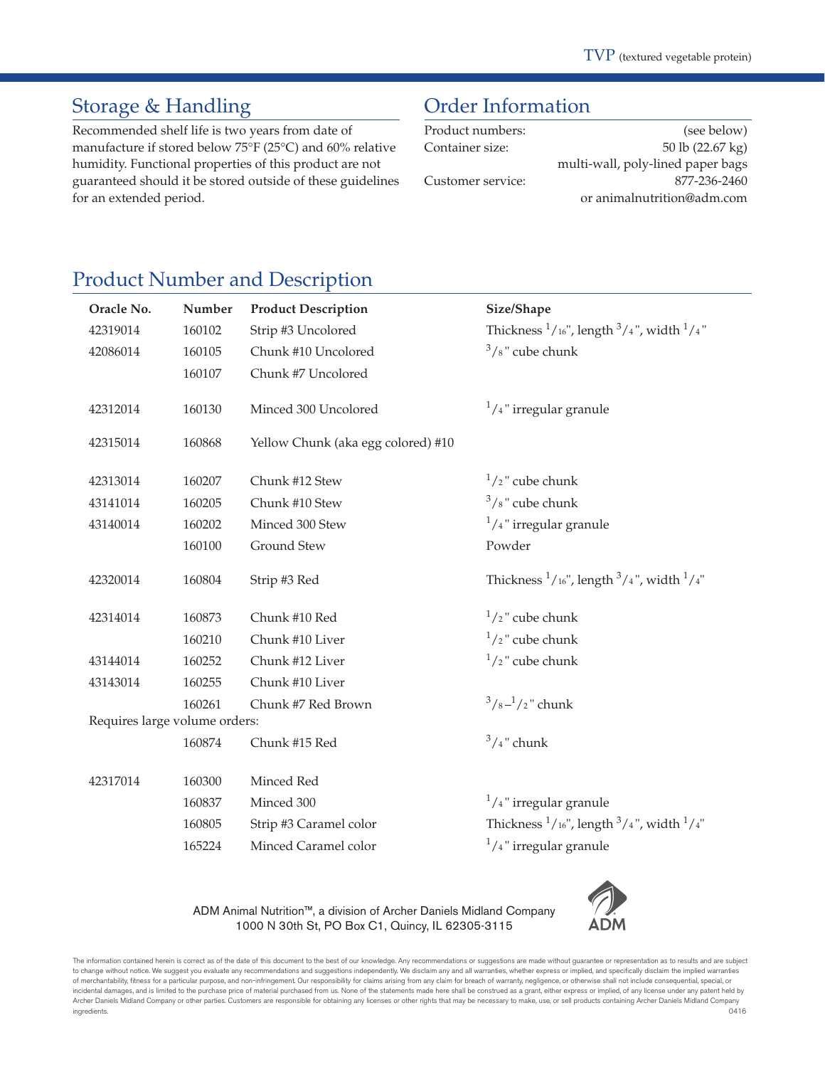## Storage & Handling

Recommended shelf life is two years from date of manufacture if stored below 75°F (25°C) and 60% relative humidity. Functional properties of this product are not guaranteed should it be stored outside of these guidelines for an extended period.

## Order Information

| | |
|---|---|
| Product numbers: | (see below) |
| Container size: | 50 lb (22.67 kg) multi-wall, poly-lined paper bags |
| Customer service: | 877-236-2460 or animalnutrition@adm.com |

## Product Number and Description

| Oracle No. | Number | Product Description | Size/Shape |
|---|---|---|---|
| 42319014 | 160102 | Strip #3 Uncolored | Thickness 1/16", length 3/4", width 1/4" |
| 42086014 | 160105 | Chunk #10 Uncolored | 3/8" cube chunk |
| | 160107 | Chunk #7 Uncolored | |
| 42312014 | 160130 | Minced 300 Uncolored | 1/4" irregular granule |
| 42315014 | 160868 | Yellow Chunk (aka egg colored) #10 | |
| 42313014 | 160207 | Chunk #12 Stew | 1/2" cube chunk |
| 43141014 | 160205 | Chunk #10 Stew | 3/8" cube chunk |
| 43140014 | 160202 | Minced 300 Stew | 1/4" irregular granule |
| | 160100 | Ground Stew | Powder |
| 42320014 | 160804 | Strip #3 Red | Thickness 1/16", length 3/4", width 1/4" |
| 42314014 | 160873 | Chunk #10 Red | 1/2" cube chunk |
| | 160210 | Chunk #10 Liver | 1/2" cube chunk |
| 43144014 | 160252 | Chunk #12 Liver | 1/2" cube chunk |
| 43143014 | 160255 | Chunk #10 Liver | |
| | 160261 | Chunk #7 Red Brown | 3/8–1/2" chunk |
| Requires large volume orders: | | | |
| | 160874 | Chunk #15 Red | 3/4" chunk |
| 42317014 | 160300 | Minced Red | |
| | 160837 | Minced 300 | 1/4" irregular granule |
| | 160805 | Strip #3 Caramel color | Thickness 1/16", length 3/4", width 1/4" |
| | 165224 | Minced Caramel color | 1/4" irregular granule |

ADM Animal Nutrition™, a division of Archer Daniels Midland Company
1000 N 30th St, PO Box C1, Quincy, IL 62305-3115

ADM

The information contained herein is correct as of the date of this document to the best of our knowledge. Any recommendations or suggestions are made without guarantee or representation as to results and are subject to change without notice. We suggest you evaluate any recommendations and suggestions independently. We disclaim any and all warranties, whether express or implied, and specifically disclaim the implied warranties of merchantability, fitness for a particular purpose, and non-infringement. Our responsibility for claims arising from any claim for breach of warranty, negligence, or otherwise shall not include consequential, special, or incidental damages, and is limited to the purchase price of material purchased from us. None of the statements made here shall be construed as a grant, either express or implied, of any license under any patent held by Archer Daniels Midland Company or other parties. Customers are responsible for obtaining any licenses or other rights that may be necessary to make, use, or sell products containing Archer Daniels Midland Company ingredients.

0416